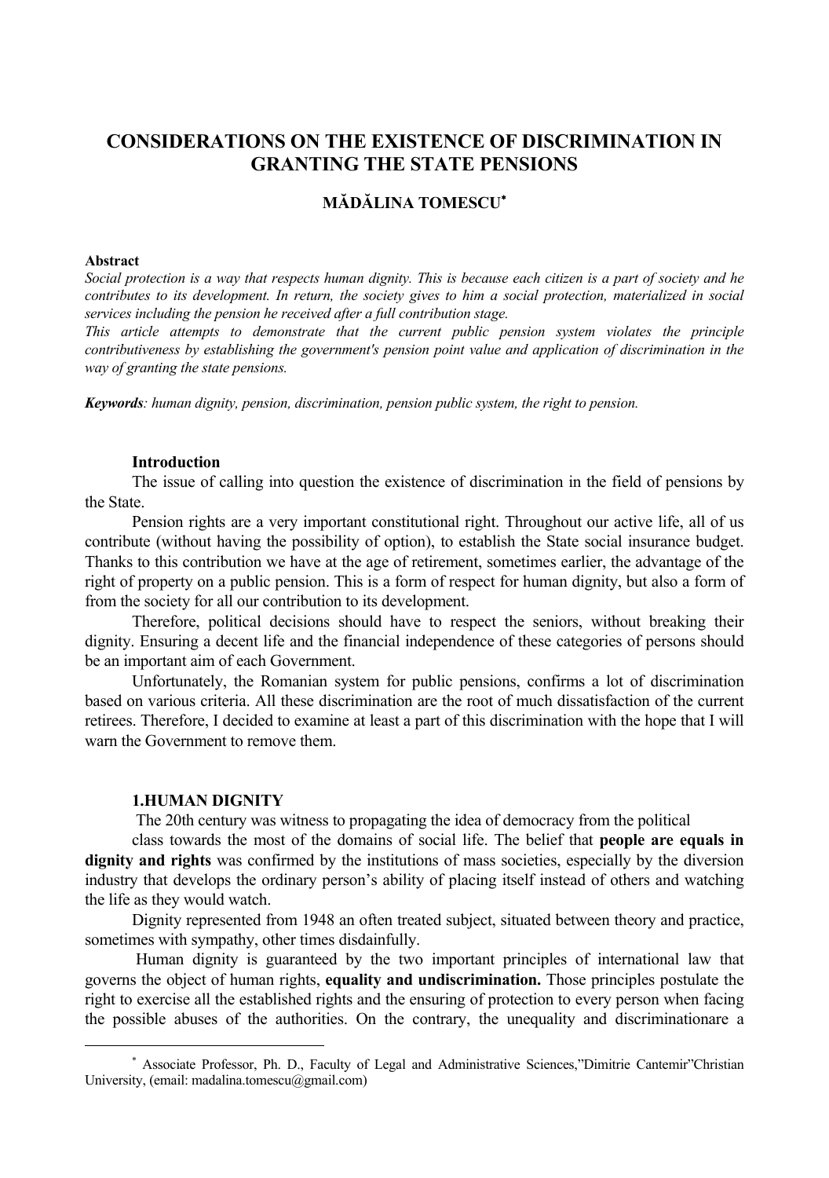# CONSIDERATIONS ON THE EXISTENCE OF DISCRIMINATION IN GRANTING THE STATE PENSIONS

**MĂDĂLINA TOMESCU**[*]

**Abstract**

*Social protection is a way that respects human dignity. This is because each citizen is a part of society and he contributes to its development. In return, the society gives to him a social protection, materialized in social services including the pension he received after a full contribution stage.*

*This article attempts to demonstrate that the current public pension system violates the principle contributiveness by establishing the government's pension point value and application of discrimination in the way of granting the state pensions.*

***Keywords**: human dignity, pension, discrimination, pension public system, the right to pension.*

## Introduction

The issue of calling into question the existence of discrimination in the field of pensions by the State.

Pension rights are a very important constitutional right. Throughout our active life, all of us contribute (without having the possibility of option), to establish the State social insurance budget. Thanks to this contribution we have at the age of retirement, sometimes earlier, the advantage of the right of property on a public pension. This is a form of respect for human dignity, but also a form of from the society for all our contribution to its development.

Therefore, political decisions should have to respect the seniors, without breaking their dignity. Ensuring a decent life and the financial independence of these categories of persons should be an important aim of each Government.

Unfortunately, the Romanian system for public pensions, confirms a lot of discrimination based on various criteria. All these discrimination are the root of much dissatisfaction of the current retirees. Therefore, I decided to examine at least a part of this discrimination with the hope that I will warn the Government to remove them.

## 1.HUMAN DIGNITY

The 20th century was witness to propagating the idea of democracy from the political class towards the most of the domains of social life. The belief that **people are equals in dignity and rights** was confirmed by the institutions of mass societies, especially by the diversion industry that develops the ordinary person's ability of placing itself instead of others and watching the life as they would watch.

Dignity represented from 1948 an often treated subject, situated between theory and practice, sometimes with sympathy, other times disdainfully.

Human dignity is guaranteed by the two important principles of international law that governs the object of human rights, **equality and undiscrimination.** Those principles postulate the right to exercise all the established rights and the ensuring of protection to every person when facing the possible abuses of the authorities. On the contrary, the unequality and discriminationare a

---

[*] Associate Professor, Ph. D., Faculty of Legal and Administrative Sciences,"Dimitrie Cantemir"Christian University, (email: madalina.tomescu@gmail.com)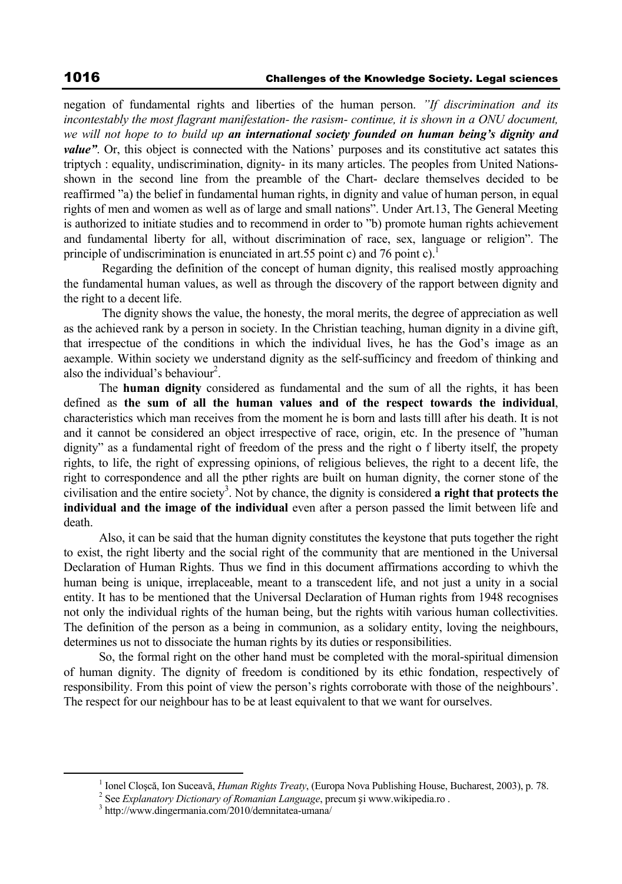negation of fundamental rights and liberties of the human person. *"If discrimination and its incontestably the most flagrant manifestation- the rasism- continue, it is shown in a ONU document, we will not hope to to build up* ***an international society founded on human being's dignity and value"***. Or, this object is connected with the Nations' purposes and its constitutive act satates this triptych : equality, undiscrimination, dignity- in its many articles. The peoples from United Nations- shown in the second line from the preamble of the Chart- declare themselves decided to be reaffirmed "a) the belief in fundamental human rights, in dignity and value of human person, in equal rights of men and women as well as of large and small nations". Under Art.13, The General Meeting is authorized to initiate studies and to recommend in order to "b) promote human rights achievement and fundamental liberty for all, without discrimination of race, sex, language or religion". The principle of undiscrimination is enunciated in art.55 point c) and 76 point c).[1]

Regarding the definition of the concept of human dignity, this realised mostly approaching the fundamental human values, as well as through the discovery of the rapport between dignity and the right to a decent life.

The dignity shows the value, the honesty, the moral merits, the degree of appreciation as well as the achieved rank by a person in society. In the Christian teaching, human dignity in a divine gift, that irrespectue of the conditions in which the individual lives, he has the God's image as an aexample. Within society we understand dignity as the self-sufficincy and freedom of thinking and also the individual's behaviour[2].

The **human dignity** considered as fundamental and the sum of all the rights, it has been defined as **the sum of all the human values and of the respect towards the individual**, characteristics which man receives from the moment he is born and lasts tilll after his death. It is not and it cannot be considered an object irrespective of race, origin, etc. In the presence of "human dignity" as a fundamental right of freedom of the press and the right o f liberty itself, the propety rights, to life, the right of expressing opinions, of religious believes, the right to a decent life, the right to correspondence and all the pther rights are built on human dignity, the corner stone of the civilisation and the entire society[3]. Not by chance, the dignity is considered **a right that protects the individual and the image of the individual** even after a person passed the limit between life and death.

Also, it can be said that the human dignity constitutes the keystone that puts together the right to exist, the right liberty and the social right of the community that are mentioned in the Universal Declaration of Human Rights. Thus we find in this document affirmations according to whivh the human being is unique, irreplaceable, meant to a transcedent life, and not just a unity in a social entity. It has to be mentioned that the Universal Declaration of Human rights from 1948 recognises not only the individual rights of the human being, but the rights witih various human collectivities. The definition of the person as a being in communion, as a solidary entity, loving the neighbours, determines us not to dissociate the human rights by its duties or responsibilities.

So, the formal right on the other hand must be completed with the moral-spiritual dimension of human dignity. The dignity of freedom is conditioned by its ethic fondation, respectively of responsibility. From this point of view the person's rights corroborate with those of the neighbours'. The respect for our neighbour has to be at least equivalent to that we want for ourselves.

---

[1] Ionel Cloşcă, Ion Suceavă, *Human Rights Treaty*, (Europa Nova Publishing House, Bucharest, 2003), p. 78.

[2] See *Explanatory Dictionary of Romanian Language*, precum şi www.wikipedia.ro .

[3] http://www.dingermania.com/2010/demnitatea-umana/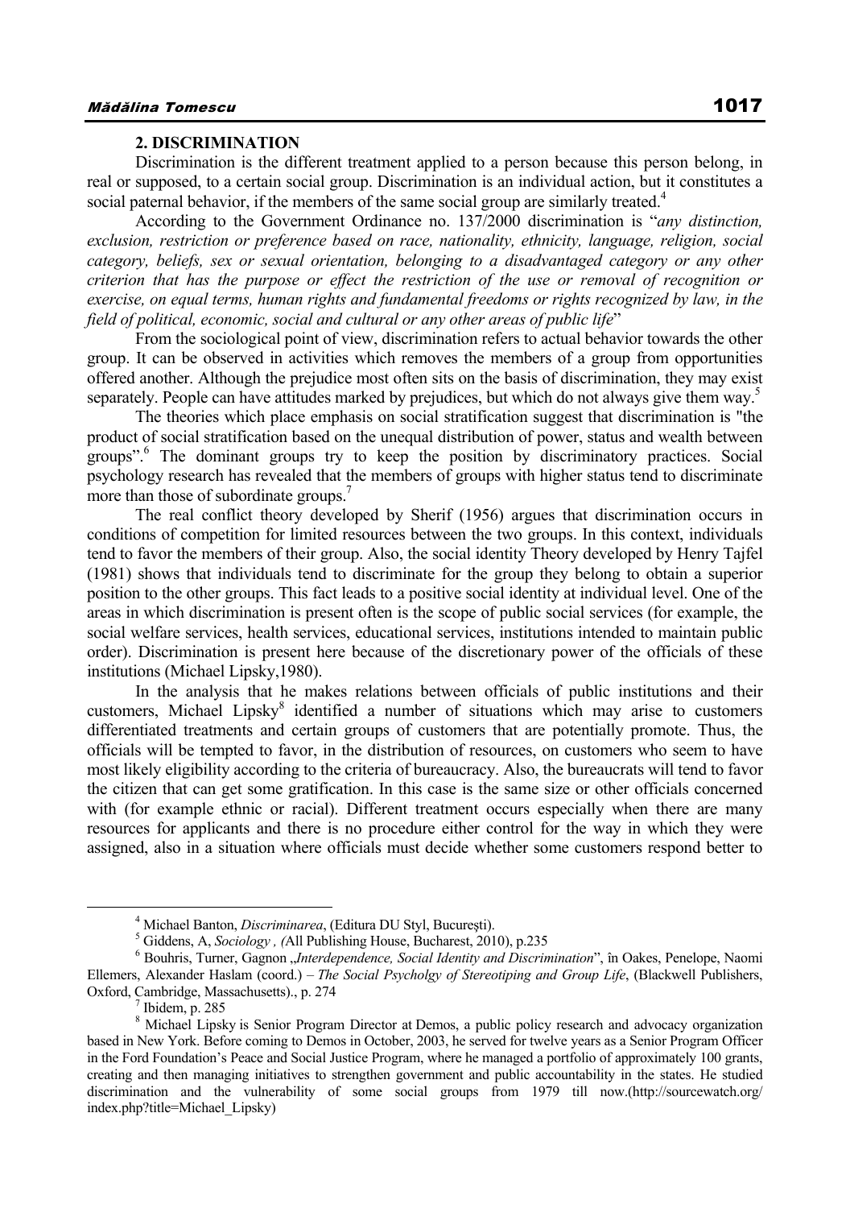### 2. DISCRIMINATION

Discrimination is the different treatment applied to a person because this person belong, in real or supposed, to a certain social group. Discrimination is an individual action, but it constitutes a social paternal behavior, if the members of the same social group are similarly treated.[4]

According to the Government Ordinance no. 137/2000 discrimination is "*any distinction, exclusion, restriction or preference based on race, nationality, ethnicity, language, religion, social category, beliefs, sex or sexual orientation, belonging to a disadvantaged category or any other criterion that has the purpose or effect the restriction of the use or removal of recognition or exercise, on equal terms, human rights and fundamental freedoms or rights recognized by law, in the field of political, economic, social and cultural or any other areas of public life*"

From the sociological point of view, discrimination refers to actual behavior towards the other group. It can be observed in activities which removes the members of a group from opportunities offered another. Although the prejudice most often sits on the basis of discrimination, they may exist separately. People can have attitudes marked by prejudices, but which do not always give them way.[5]

The theories which place emphasis on social stratification suggest that discrimination is "the product of social stratification based on the unequal distribution of power, status and wealth between groups".[6] The dominant groups try to keep the position by discriminatory practices. Social psychology research has revealed that the members of groups with higher status tend to discriminate more than those of subordinate groups.[7]

The real conflict theory developed by Sherif (1956) argues that discrimination occurs in conditions of competition for limited resources between the two groups. In this context, individuals tend to favor the members of their group. Also, the social identity Theory developed by Henry Tajfel (1981) shows that individuals tend to discriminate for the group they belong to obtain a superior position to the other groups. This fact leads to a positive social identity at individual level. One of the areas in which discrimination is present often is the scope of public social services (for example, the social welfare services, health services, educational services, institutions intended to maintain public order). Discrimination is present here because of the discretionary power of the officials of these institutions (Michael Lipsky,1980).

In the analysis that he makes relations between officials of public institutions and their customers, Michael Lipsky[8] identified a number of situations which may arise to customers differentiated treatments and certain groups of customers that are potentially promote. Thus, the officials will be tempted to favor, in the distribution of resources, on customers who seem to have most likely eligibility according to the criteria of bureaucracy. Also, the bureaucrats will tend to favor the citizen that can get some gratification. In this case is the same size or other officials concerned with (for example ethnic or racial). Different treatment occurs especially when there are many resources for applicants and there is no procedure either control for the way in which they were assigned, also in a situation where officials must decide whether some customers respond better to

---

[4] Michael Banton, *Discriminarea*, (Editura DU Styl, București).

[5] Giddens, A, *Sociology , (*All Publishing House, Bucharest, 2010), p.235

[6] Bouhris, Turner, Gagnon „*Interdependence, Social Identity and Discrimination*", în Oakes, Penelope, Naomi Ellemers, Alexander Haslam (coord.) – *The Social Psycholgy of Stereotiping and Group Life*, (Blackwell Publishers, Oxford, Cambridge, Massachusetts)., p. 274

[7] Ibidem, p. 285

[8] Michael Lipsky is Senior Program Director at Demos, a public policy research and advocacy organization based in New York. Before coming to Demos in October, 2003, he served for twelve years as a Senior Program Officer in the Ford Foundation's Peace and Social Justice Program, where he managed a portfolio of approximately 100 grants, creating and then managing initiatives to strengthen government and public accountability in the states. He studied discrimination and the vulnerability of some social groups from 1979 till now.(http://sourcewatch.org/index.php?title=Michael_Lipsky)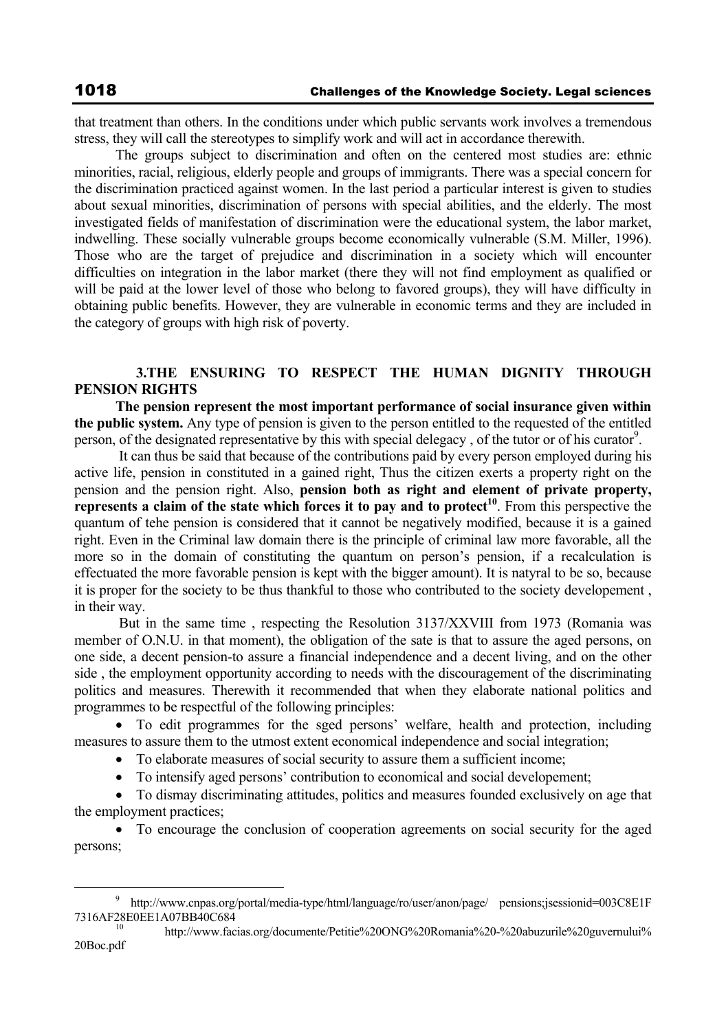that treatment than others. In the conditions under which public servants work involves a tremendous stress, they will call the stereotypes to simplify work and will act in accordance therewith.

The groups subject to discrimination and often on the centered most studies are: ethnic minorities, racial, religious, elderly people and groups of immigrants. There was a special concern for the discrimination practiced against women. In the last period a particular interest is given to studies about sexual minorities, discrimination of persons with special abilities, and the elderly. The most investigated fields of manifestation of discrimination were the educational system, the labor market, indwelling. These socially vulnerable groups become economically vulnerable (S.M. Miller, 1996). Those who are the target of prejudice and discrimination in a society which will encounter difficulties on integration in the labor market (there they will not find employment as qualified or will be paid at the lower level of those who belong to favored groups), they will have difficulty in obtaining public benefits. However, they are vulnerable in economic terms and they are included in the category of groups with high risk of poverty.

## 3.THE ENSURING TO RESPECT THE HUMAN DIGNITY THROUGH PENSION RIGHTS

**The pension represent the most important performance of social insurance given within the public system.** Any type of pension is given to the person entitled to the requested of the entitled person, of the designated representative by this with special delegacy , of the tutor or of his curator[9].

It can thus be said that because of the contributions paid by every person employed during his active life, pension in constituted in a gained right, Thus the citizen exerts a property right on the pension and the pension right. Also, **pension both as right and element of private property, represents a claim of the state which forces it to pay and to protect[10]**. From this perspective the quantum of tehe pension is considered that it cannot be negatively modified, because it is a gained right. Even in the Criminal law domain there is the principle of criminal law more favorable, all the more so in the domain of constituting the quantum on person's pension, if a recalculation is effectuated the more favorable pension is kept with the bigger amount). It is natyral to be so, because it is proper for the society to be thus thankful to those who contributed to the society developement , in their way.

But in the same time , respecting the Resolution 3137/XXVIII from 1973 (Romania was member of O.N.U. in that moment), the obligation of the sate is that to assure the aged persons, on one side, a decent pension-to assure a financial independence and a decent living, and on the other side , the employment opportunity according to needs with the discouragement of the discriminating politics and measures. Therewith it recommended that when they elaborate national politics and programmes to be respectful of the following principles:

- To edit programmes for the sged persons' welfare, health and protection, including measures to assure them to the utmost extent economical independence and social integration;
- To elaborate measures of social security to assure them a sufficient income;
- To intensify aged persons' contribution to economical and social developement;
- To dismay discriminating attitudes, politics and measures founded exclusively on age that the employment practices;
- To encourage the conclusion of cooperation agreements on social security for the aged persons;

[9] http://www.cnpas.org/portal/media-type/html/language/ro/user/anon/page/ pensions;jsessionid=003C8E1F7316AF28E0EE1A07BB40C684

[10] http://www.facias.org/documente/Petitie%20ONG%20Romania%20-%20abuzurile%20guvernului%20Boc.pdf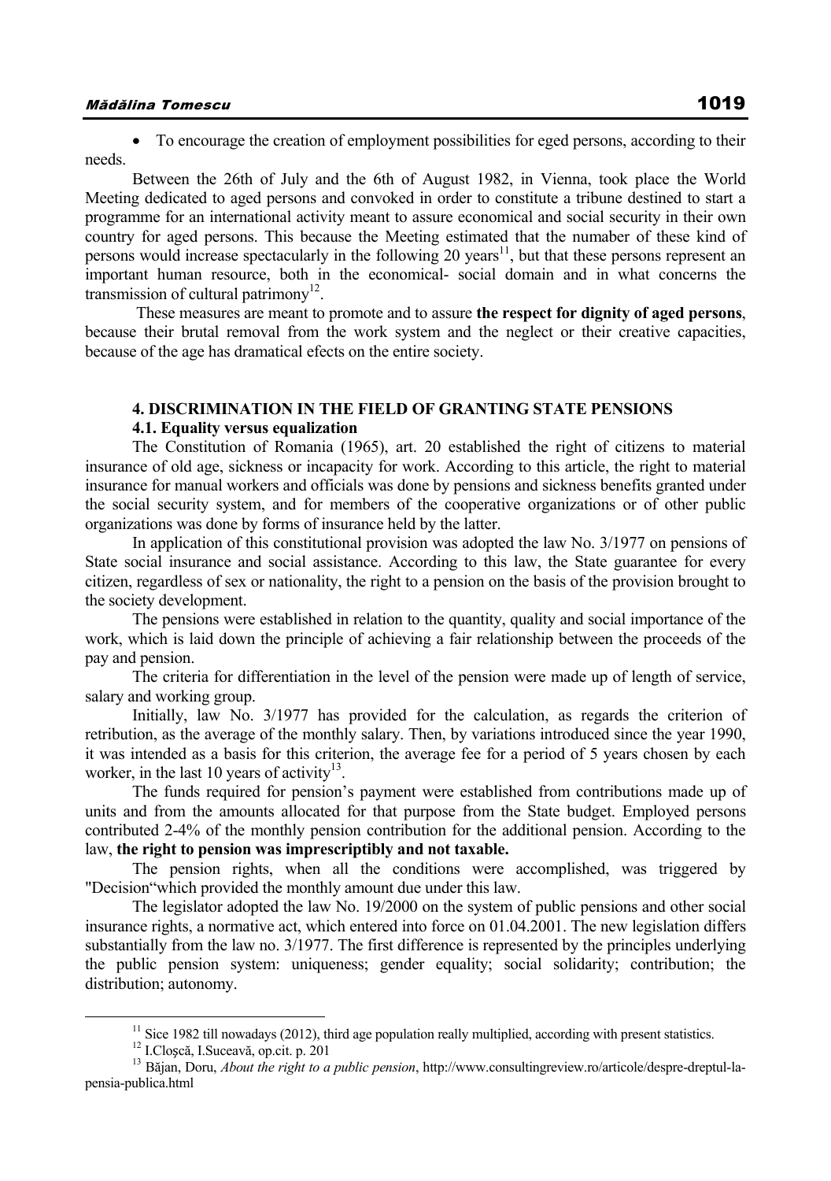- To encourage the creation of employment possibilities for eged persons, according to their needs.

Between the 26th of July and the 6th of August 1982, in Vienna, took place the World Meeting dedicated to aged persons and convoked in order to constitute a tribune destined to start a programme for an international activity meant to assure economical and social security in their own country for aged persons. This because the Meeting estimated that the numaber of these kind of persons would increase spectacularly in the following 20 years[11], but that these persons represent an important human resource, both in the economical- social domain and in what concerns the transmission of cultural patrimony[12].

These measures are meant to promote and to assure **the respect for dignity of aged persons**, because their brutal removal from the work system and the neglect or their creative capacities, because of the age has dramatical efects on the entire society.

## 4. DISCRIMINATION IN THE FIELD OF GRANTING STATE PENSIONS

### 4.1. Equality versus equalization

The Constitution of Romania (1965), art. 20 established the right of citizens to material insurance of old age, sickness or incapacity for work. According to this article, the right to material insurance for manual workers and officials was done by pensions and sickness benefits granted under the social security system, and for members of the cooperative organizations or of other public organizations was done by forms of insurance held by the latter.

In application of this constitutional provision was adopted the law No. 3/1977 on pensions of State social insurance and social assistance. According to this law, the State guarantee for every citizen, regardless of sex or nationality, the right to a pension on the basis of the provision brought to the society development.

The pensions were established in relation to the quantity, quality and social importance of the work, which is laid down the principle of achieving a fair relationship between the proceeds of the pay and pension.

The criteria for differentiation in the level of the pension were made up of length of service, salary and working group.

Initially, law No. 3/1977 has provided for the calculation, as regards the criterion of retribution, as the average of the monthly salary. Then, by variations introduced since the year 1990, it was intended as a basis for this criterion, the average fee for a period of 5 years chosen by each worker, in the last 10 years of activity[13].

The funds required for pension's payment were established from contributions made up of units and from the amounts allocated for that purpose from the State budget. Employed persons contributed 2-4% of the monthly pension contribution for the additional pension. According to the law, **the right to pension was imprescriptibly and not taxable.**

The pension rights, when all the conditions were accomplished, was triggered by "Decision"which provided the monthly amount due under this law.

The legislator adopted the law No. 19/2000 on the system of public pensions and other social insurance rights, a normative act, which entered into force on 01.04.2001. The new legislation differs substantially from the law no. 3/1977. The first difference is represented by the principles underlying the public pension system: uniqueness; gender equality; social solidarity; contribution; the distribution; autonomy.

---

[11] Sice 1982 till nowadays (2012), third age population really multiplied, according with present statistics.

[12] I.Cloşcă, I.Suceavă, op.cit. p. 201

[13] Băjan, Doru, *About the right to a public pension*, http://www.consultingreview.ro/articole/despre-dreptul-la-pensia-publica.html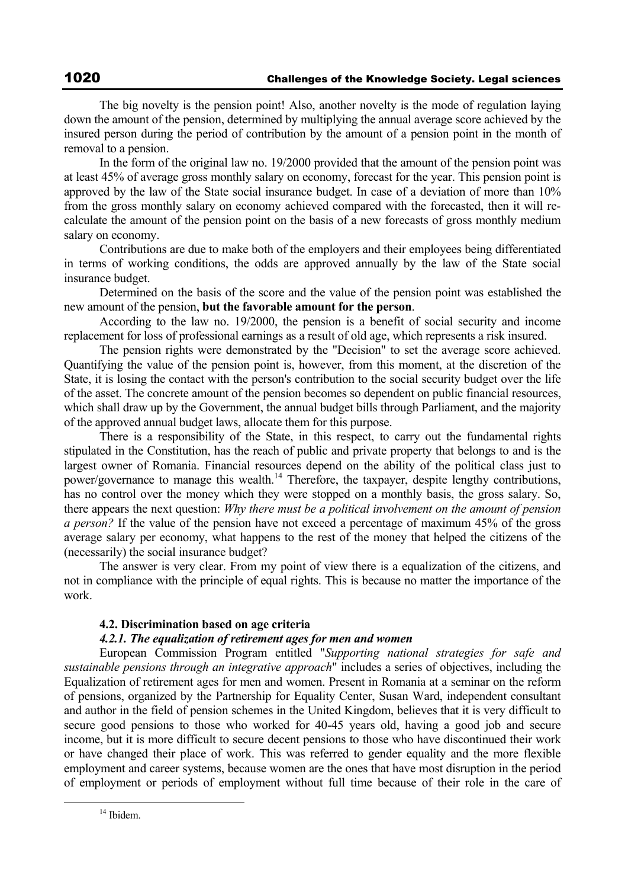The big novelty is the pension point! Also, another novelty is the mode of regulation laying down the amount of the pension, determined by multiplying the annual average score achieved by the insured person during the period of contribution by the amount of a pension point in the month of removal to a pension.

In the form of the original law no. 19/2000 provided that the amount of the pension point was at least 45% of average gross monthly salary on economy, forecast for the year. This pension point is approved by the law of the State social insurance budget. In case of a deviation of more than 10% from the gross monthly salary on economy achieved compared with the forecasted, then it will re-calculate the amount of the pension point on the basis of a new forecasts of gross monthly medium salary on economy.

Contributions are due to make both of the employers and their employees being differentiated in terms of working conditions, the odds are approved annually by the law of the State social insurance budget.

Determined on the basis of the score and the value of the pension point was established the new amount of the pension, **but the favorable amount for the person**.

According to the law no. 19/2000, the pension is a benefit of social security and income replacement for loss of professional earnings as a result of old age, which represents a risk insured.

The pension rights were demonstrated by the "Decision" to set the average score achieved. Quantifying the value of the pension point is, however, from this moment, at the discretion of the State, it is losing the contact with the person's contribution to the social security budget over the life of the asset. The concrete amount of the pension becomes so dependent on public financial resources, which shall draw up by the Government, the annual budget bills through Parliament, and the majority of the approved annual budget laws, allocate them for this purpose.

There is a responsibility of the State, in this respect, to carry out the fundamental rights stipulated in the Constitution, has the reach of public and private property that belongs to and is the largest owner of Romania. Financial resources depend on the ability of the political class just to power/governance to manage this wealth.[14] Therefore, the taxpayer, despite lengthy contributions, has no control over the money which they were stopped on a monthly basis, the gross salary. So, there appears the next question: *Why there must be a political involvement on the amount of pension a person?* If the value of the pension have not exceed a percentage of maximum 45% of the gross average salary per economy, what happens to the rest of the money that helped the citizens of the (necessarily) the social insurance budget?

The answer is very clear. From my point of view there is a equalization of the citizens, and not in compliance with the principle of equal rights. This is because no matter the importance of the work.

### 4.2. Discrimination based on age criteria

#### *4.2.1. The equalization of retirement ages for men and women*

European Commission Program entitled "*Supporting national strategies for safe and sustainable pensions through an integrative approach*" includes a series of objectives, including the Equalization of retirement ages for men and women. Present in Romania at a seminar on the reform of pensions, organized by the Partnership for Equality Center, Susan Ward, independent consultant and author in the field of pension schemes in the United Kingdom, believes that it is very difficult to secure good pensions to those who worked for 40-45 years old, having a good job and secure income, but it is more difficult to secure decent pensions to those who have discontinued their work or have changed their place of work. This was referred to gender equality and the more flexible employment and career systems, because women are the ones that have most disruption in the period of employment or periods of employment without full time because of their role in the care of

[14] Ibidem.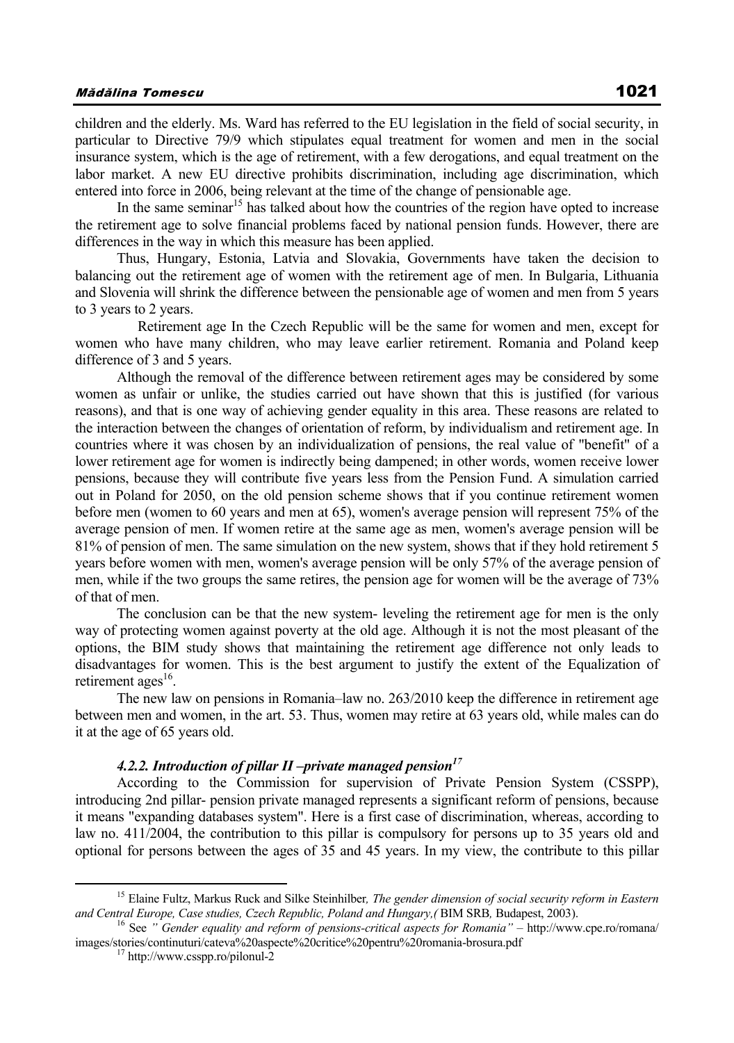children and the elderly. Ms. Ward has referred to the EU legislation in the field of social security, in particular to Directive 79/9 which stipulates equal treatment for women and men in the social insurance system, which is the age of retirement, with a few derogations, and equal treatment on the labor market. A new EU directive prohibits discrimination, including age discrimination, which entered into force in 2006, being relevant at the time of the change of pensionable age.

In the same seminar[15] has talked about how the countries of the region have opted to increase the retirement age to solve financial problems faced by national pension funds. However, there are differences in the way in which this measure has been applied.

Thus, Hungary, Estonia, Latvia and Slovakia, Governments have taken the decision to balancing out the retirement age of women with the retirement age of men. In Bulgaria, Lithuania and Slovenia will shrink the difference between the pensionable age of women and men from 5 years to 3 years to 2 years.

Retirement age In the Czech Republic will be the same for women and men, except for women who have many children, who may leave earlier retirement. Romania and Poland keep difference of 3 and 5 years.

Although the removal of the difference between retirement ages may be considered by some women as unfair or unlike, the studies carried out have shown that this is justified (for various reasons), and that is one way of achieving gender equality in this area. These reasons are related to the interaction between the changes of orientation of reform, by individualism and retirement age. In countries where it was chosen by an individualization of pensions, the real value of "benefit" of a lower retirement age for women is indirectly being dampened; in other words, women receive lower pensions, because they will contribute five years less from the Pension Fund. A simulation carried out in Poland for 2050, on the old pension scheme shows that if you continue retirement women before men (women to 60 years and men at 65), women's average pension will represent 75% of the average pension of men. If women retire at the same age as men, women's average pension will be 81% of pension of men. The same simulation on the new system, shows that if they hold retirement 5 years before women with men, women's average pension will be only 57% of the average pension of men, while if the two groups the same retires, the pension age for women will be the average of 73% of that of men.

The conclusion can be that the new system- leveling the retirement age for men is the only way of protecting women against poverty at the old age. Although it is not the most pleasant of the options, the BIM study shows that maintaining the retirement age difference not only leads to disadvantages for women. This is the best argument to justify the extent of the Equalization of retirement ages[16].

The new law on pensions in Romania–law no. 263/2010 keep the difference in retirement age between men and women, in the art. 53. Thus, women may retire at 63 years old, while males can do it at the age of 65 years old.

#### *4.2.2. Introduction of pillar II –private managed pension*[17]

According to the Commission for supervision of Private Pension System (CSSPP), introducing 2nd pillar- pension private managed represents a significant reform of pensions, because it means "expanding databases system". Here is a first case of discrimination, whereas, according to law no. 411/2004, the contribution to this pillar is compulsory for persons up to 35 years old and optional for persons between the ages of 35 and 45 years. In my view, the contribute to this pillar

---

[15] Elaine Fultz, Markus Ruck and Silke Steinhilber*, The gender dimension of social security reform in Eastern and Central Europe, Case studies, Czech Republic, Poland and Hungary,(* BIM SRB*,* Budapest, 2003).

[16] See *" Gender equality and reform of pensions-critical aspects for Romania"* – http://www.cpe.ro/romana/images/stories/continuturi/cateva%20aspecte%20critice%20pentru%20romania-brosura.pdf

[17] http://www.csspp.ro/pilonul-2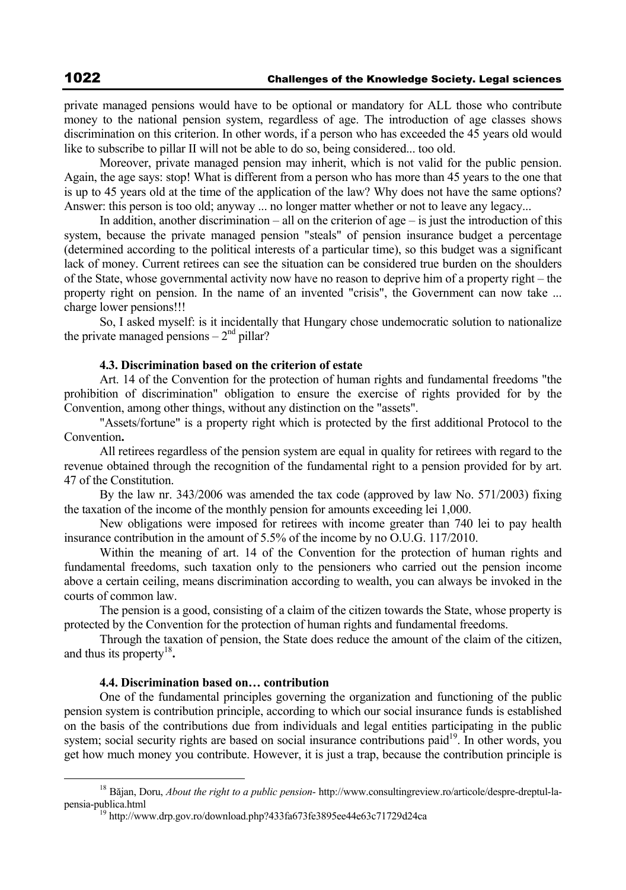private managed pensions would have to be optional or mandatory for ALL those who contribute money to the national pension system, regardless of age. The introduction of age classes shows discrimination on this criterion. In other words, if a person who has exceeded the 45 years old would like to subscribe to pillar II will not be able to do so, being considered... too old.

Moreover, private managed pension may inherit, which is not valid for the public pension. Again, the age says: stop! What is different from a person who has more than 45 years to the one that is up to 45 years old at the time of the application of the law? Why does not have the same options? Answer: this person is too old; anyway ... no longer matter whether or not to leave any legacy...

In addition, another discrimination – all on the criterion of age – is just the introduction of this system, because the private managed pension "steals" of pension insurance budget a percentage (determined according to the political interests of a particular time), so this budget was a significant lack of money. Current retirees can see the situation can be considered true burden on the shoulders of the State, whose governmental activity now have no reason to deprive him of a property right – the property right on pension. In the name of an invented "crisis", the Government can now take ... charge lower pensions!!!

So, I asked myself: is it incidentally that Hungary chose undemocratic solution to nationalize the private managed pensions – 2[nd] pillar?

### 4.3. Discrimination based on the criterion of estate

Art. 14 of the Convention for the protection of human rights and fundamental freedoms "the prohibition of discrimination" obligation to ensure the exercise of rights provided for by the Convention, among other things, without any distinction on the "assets".

"Assets/fortune" is a property right which is protected by the first additional Protocol to the Convention**.**

All retirees regardless of the pension system are equal in quality for retirees with regard to the revenue obtained through the recognition of the fundamental right to a pension provided for by art. 47 of the Constitution.

By the law nr. 343/2006 was amended the tax code (approved by law No. 571/2003) fixing the taxation of the income of the monthly pension for amounts exceeding lei 1,000.

New obligations were imposed for retirees with income greater than 740 lei to pay health insurance contribution in the amount of 5.5% of the income by no O.U.G. 117/2010.

Within the meaning of art. 14 of the Convention for the protection of human rights and fundamental freedoms, such taxation only to the pensioners who carried out the pension income above a certain ceiling, means discrimination according to wealth, you can always be invoked in the courts of common law.

The pension is a good, consisting of a claim of the citizen towards the State, whose property is protected by the Convention for the protection of human rights and fundamental freedoms.

Through the taxation of pension, the State does reduce the amount of the claim of the citizen, and thus its property[18]**.**

### 4.4. Discrimination based on… contribution

One of the fundamental principles governing the organization and functioning of the public pension system is contribution principle, according to which our social insurance funds is established on the basis of the contributions due from individuals and legal entities participating in the public system; social security rights are based on social insurance contributions paid[19]. In other words, you get how much money you contribute. However, it is just a trap, because the contribution principle is

---

[18] Băjan, Doru, *About the right to a public pension*- http://www.consultingreview.ro/articole/despre-dreptul-la-pensia-publica.html

[19] http://www.drp.gov.ro/download.php?433fa673fe3895ee44e63c71729d24ca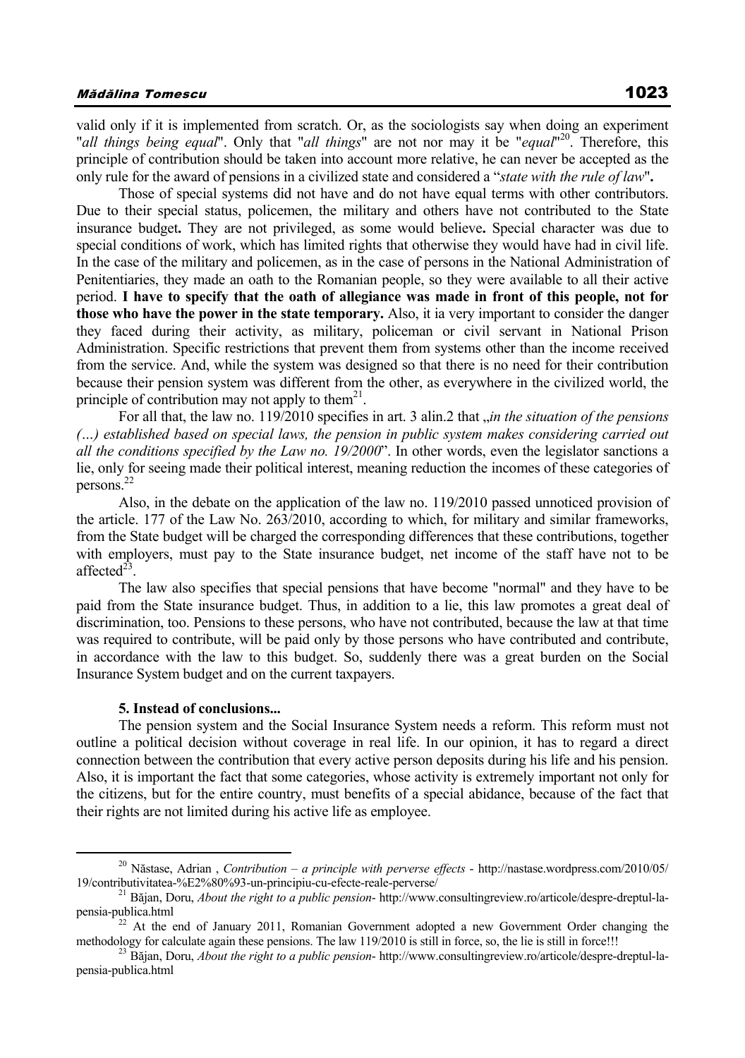valid only if it is implemented from scratch. Or, as the sociologists say when doing an experiment "*all things being equal*". Only that "*all things*" are not nor may it be "*equal*"[20]. Therefore, this principle of contribution should be taken into account more relative, he can never be accepted as the only rule for the award of pensions in a civilized state and considered a "*state with the rule of law*"**.**

Those of special systems did not have and do not have equal terms with other contributors. Due to their special status, policemen, the military and others have not contributed to the State insurance budget**.** They are not privileged, as some would believe**.** Special character was due to special conditions of work, which has limited rights that otherwise they would have had in civil life. In the case of the military and policemen, as in the case of persons in the National Administration of Penitentiaries, they made an oath to the Romanian people, so they were available to all their active period. **I have to specify that the oath of allegiance was made in front of this people, not for those who have the power in the state temporary.** Also, it ia very important to consider the danger they faced during their activity, as military, policeman or civil servant in National Prison Administration. Specific restrictions that prevent them from systems other than the income received from the service. And, while the system was designed so that there is no need for their contribution because their pension system was different from the other, as everywhere in the civilized world, the principle of contribution may not apply to them[21].

For all that, the law no. 119/2010 specifies in art. 3 alin.2 that „*in the situation of the pensions (…) established based on special laws, the pension in public system makes considering carried out all the conditions specified by the Law no. 19/2000*". In other words, even the legislator sanctions a lie, only for seeing made their political interest, meaning reduction the incomes of these categories of persons.[22]

Also, in the debate on the application of the law no. 119/2010 passed unnoticed provision of the article. 177 of the Law No. 263/2010, according to which, for military and similar frameworks, from the State budget will be charged the corresponding differences that these contributions, together with employers, must pay to the State insurance budget, net income of the staff have not to be affected[23].

The law also specifies that special pensions that have become "normal" and they have to be paid from the State insurance budget. Thus, in addition to a lie, this law promotes a great deal of discrimination, too. Pensions to these persons, who have not contributed, because the law at that time was required to contribute, will be paid only by those persons who have contributed and contribute, in accordance with the law to this budget. So, suddenly there was a great burden on the Social Insurance System budget and on the current taxpayers.

### 5. Instead of conclusions...

The pension system and the Social Insurance System needs a reform. This reform must not outline a political decision without coverage in real life. In our opinion, it has to regard a direct connection between the contribution that every active person deposits during his life and his pension. Also, it is important the fact that some categories, whose activity is extremely important not only for the citizens, but for the entire country, must benefits of a special abidance, because of the fact that their rights are not limited during his active life as employee.

---

[20] Năstase, Adrian , *Contribution – a principle with perverse effects* - http://nastase.wordpress.com/2010/05/19/contributivitatea-%E2%80%93-un-principiu-cu-efecte-reale-perverse/

[21] Băjan, Doru, *About the right to a public pension*- http://www.consultingreview.ro/articole/despre-dreptul-la-pensia-publica.html

[22] At the end of January 2011, Romanian Government adopted a new Government Order changing the methodology for calculate again these pensions. The law 119/2010 is still in force, so, the lie is still in force!!!

[23] Băjan, Doru, *About the right to a public pension*- http://www.consultingreview.ro/articole/despre-dreptul-la-pensia-publica.html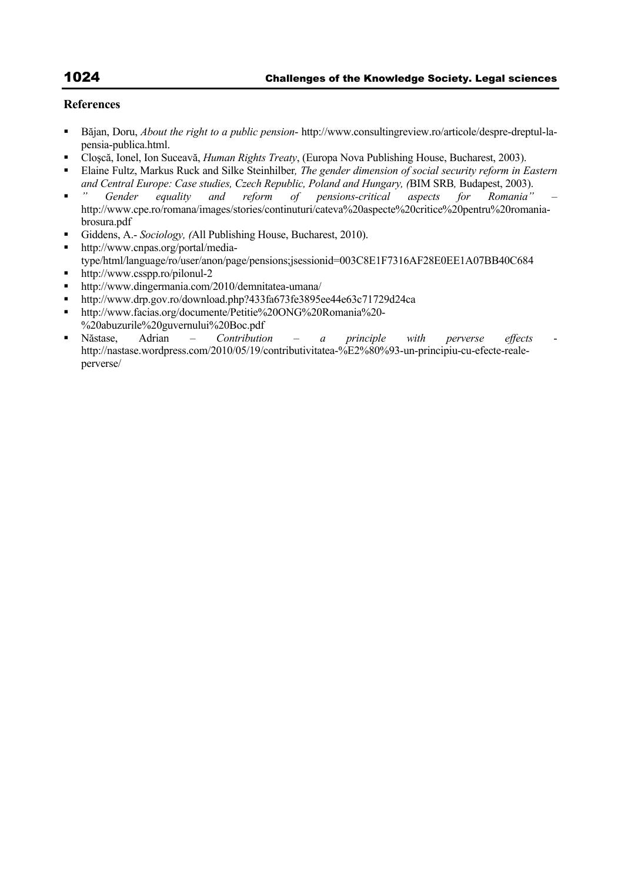## References

- Băjan, Doru, *About the right to a public pension*- http://www.consultingreview.ro/articole/despre-dreptul-la-pensia-publica.html.
- Cloşcă, Ionel, Ion Suceavă, *Human Rights Treaty*, (Europa Nova Publishing House, Bucharest, 2003).
- Elaine Fultz, Markus Ruck and Silke Steinhilber*, The gender dimension of social security reform in Eastern and Central Europe: Case studies, Czech Republic, Poland and Hungary, (*BIM SRB*,* Budapest, 2003).
- *" Gender equality and reform of pensions-critical aspects for Romania"* – http://www.cpe.ro/romana/images/stories/continuturi/cateva%20aspecte%20critice%20pentru%20romania-brosura.pdf
- Giddens, A.- *Sociology, (*All Publishing House, Bucharest, 2010).
- http://www.cnpas.org/portal/media-type/html/language/ro/user/anon/page/pensions;jsessionid=003C8E1F7316AF28E0EE1A07BB40C684
- http://www.csspp.ro/pilonul-2
- http://www.dingermania.com/2010/demnitatea-umana/
- http://www.drp.gov.ro/download.php?433fa673fe3895ee44e63c71729d24ca
- http://www.facias.org/documente/Petitie%20ONG%20Romania%20-%20abuzurile%20guvernului%20Boc.pdf
- Năstase, Adrian – *Contribution – a principle with perverse effects* - http://nastase.wordpress.com/2010/05/19/contributivitatea-%E2%80%93-un-principiu-cu-efecte-reale-perverse/